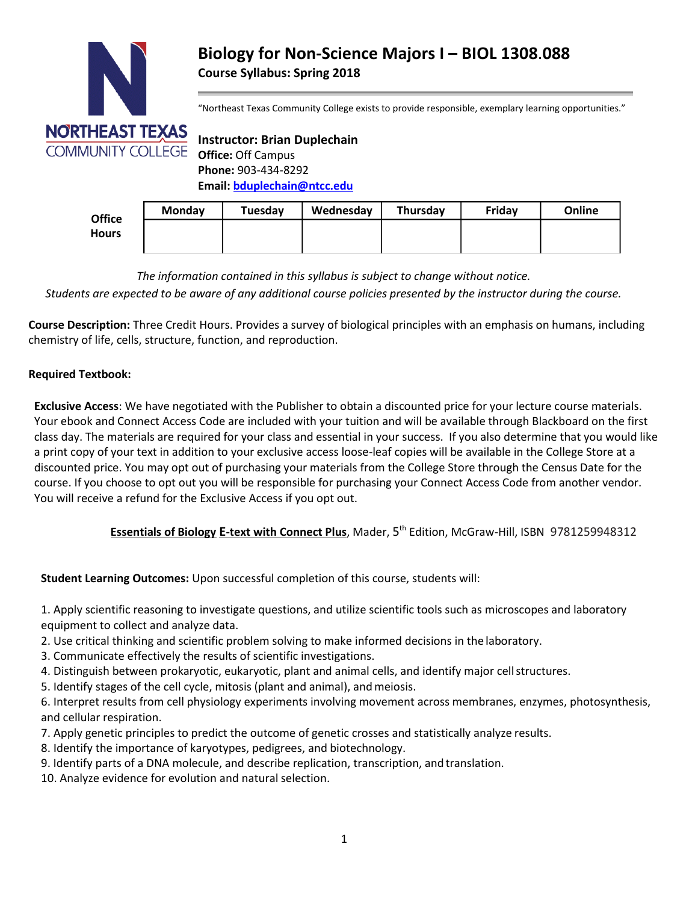# Biology for Non-Science Majors I – BIOL 1308.088

**Course Syllabus: Spring 2018**

"Northeast Texas Community College exists to provide responsible, exemplary learning opportunities."

**Instructor: Brian Duplechain**
**Office:** Off Campus
**Phone:** 903-434-8292
**Email:** **bduplechain@ntcc.edu**

| Office Hours | Monday | Tuesday | Wednesday | Thursday | Friday | Online |
|---|---|---|---|---|---|---|
| | | | | | | |

*The information contained in this syllabus is subject to change without notice.*
*Students are expected to be aware of any additional course policies presented by the instructor during the course.*

**Course Description:** Three Credit Hours. Provides a survey of biological principles with an emphasis on humans, including chemistry of life, cells, structure, function, and reproduction.

**Required Textbook:**

**Exclusive Access**: We have negotiated with the Publisher to obtain a discounted price for your lecture course materials. Your ebook and Connect Access Code are included with your tuition and will be available through Blackboard on the first class day. The materials are required for your class and essential in your success. If you also determine that you would like a print copy of your text in addition to your exclusive access loose-leaf copies will be available in the College Store at a discounted price. You may opt out of purchasing your materials from the College Store through the Census Date for the course. If you choose to opt out you will be responsible for purchasing your Connect Access Code from another vendor. You will receive a refund for the Exclusive Access if you opt out.

**Essentials of Biology E-text with Connect Plus**, Mader, 5th Edition, McGraw-Hill, ISBN 9781259948312

**Student Learning Outcomes:** Upon successful completion of this course, students will:

1. Apply scientific reasoning to investigate questions, and utilize scientific tools such as microscopes and laboratory equipment to collect and analyze data.
2. Use critical thinking and scientific problem solving to make informed decisions in the laboratory.
3. Communicate effectively the results of scientific investigations.
4. Distinguish between prokaryotic, eukaryotic, plant and animal cells, and identify major cell structures.
5. Identify stages of the cell cycle, mitosis (plant and animal), and meiosis.
6. Interpret results from cell physiology experiments involving movement across membranes, enzymes, photosynthesis, and cellular respiration.
7. Apply genetic principles to predict the outcome of genetic crosses and statistically analyze results.
8. Identify the importance of karyotypes, pedigrees, and biotechnology.
9. Identify parts of a DNA molecule, and describe replication, transcription, and translation.
10. Analyze evidence for evolution and natural selection.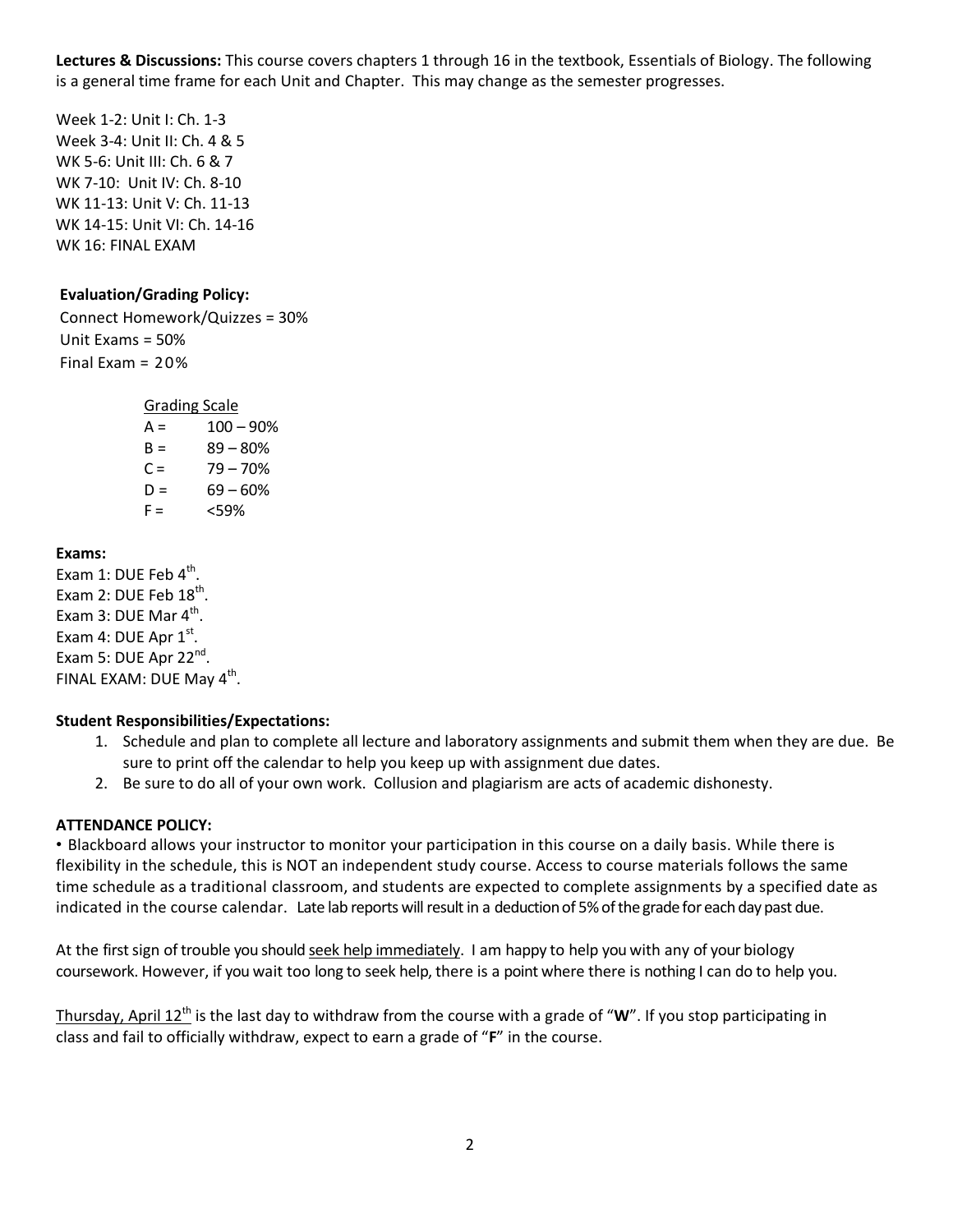**Lectures & Discussions:** This course covers chapters 1 through 16 in the textbook, Essentials of Biology. The following is a general time frame for each Unit and Chapter. This may change as the semester progresses.

Week 1-2: Unit I: Ch. 1-3
Week 3-4: Unit II: Ch. 4 & 5
WK 5-6: Unit III: Ch. 6 & 7
WK 7-10: Unit IV: Ch. 8-10
WK 11-13: Unit V: Ch. 11-13
WK 14-15: Unit VI: Ch. 14-16
WK 16: FINAL EXAM

**Evaluation/Grading Policy:**

Connect Homework/Quizzes = 30%
Unit Exams = 50%
Final Exam = 20%

Grading Scale

| | |
|---|---|
| A = | 100 – 90% |
| B = | 89 – 80% |
| C = | 79 – 70% |
| D = | 69 – 60% |
| F = | <59% |

**Exams:**

Exam 1: DUE Feb 4th.
Exam 2: DUE Feb 18th.
Exam 3: DUE Mar 4th.
Exam 4: DUE Apr 1st.
Exam 5: DUE Apr 22nd.
FINAL EXAM: DUE May 4th.

**Student Responsibilities/Expectations:**

1. Schedule and plan to complete all lecture and laboratory assignments and submit them when they are due. Be sure to print off the calendar to help you keep up with assignment due dates.
2. Be sure to do all of your own work. Collusion and plagiarism are acts of academic dishonesty.

**ATTENDANCE POLICY:**

• Blackboard allows your instructor to monitor your participation in this course on a daily basis. While there is flexibility in the schedule, this is NOT an independent study course. Access to course materials follows the same time schedule as a traditional classroom, and students are expected to complete assignments by a specified date as indicated in the course calendar. Late lab reports will result in a deduction of 5% of the grade for each day past due.

At the first sign of trouble you should seek help immediately. I am happy to help you with any of your biology coursework. However, if you wait too long to seek help, there is a point where there is nothing I can do to help you.

Thursday, April 12th is the last day to withdraw from the course with a grade of "**W**". If you stop participating in class and fail to officially withdraw, expect to earn a grade of "**F**" in the course.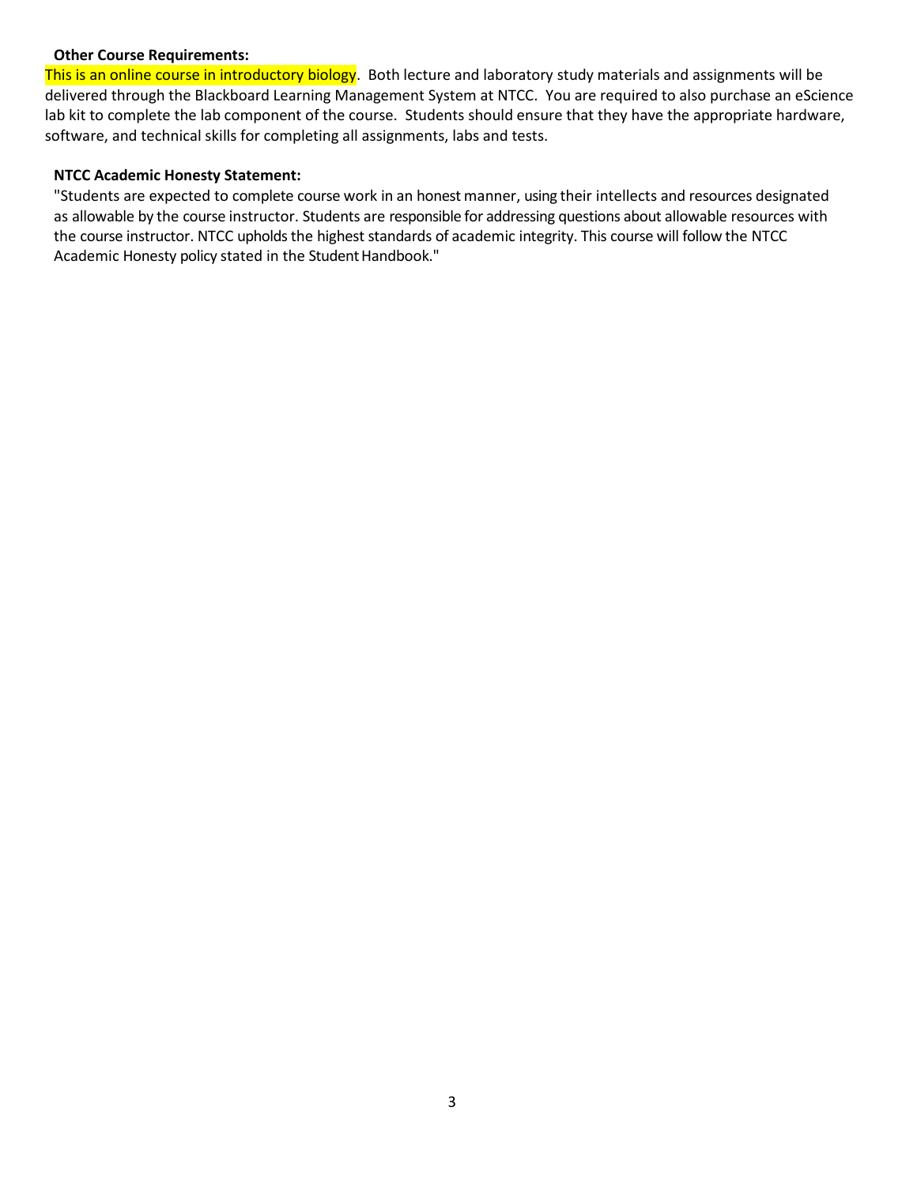**Other Course Requirements:**

This is an online course in introductory biology. Both lecture and laboratory study materials and assignments will be delivered through the Blackboard Learning Management System at NTCC. You are required to also purchase an eScience lab kit to complete the lab component of the course. Students should ensure that they have the appropriate hardware, software, and technical skills for completing all assignments, labs and tests.

**NTCC Academic Honesty Statement:**

"Students are expected to complete course work in an honest manner, using their intellects and resources designated as allowable by the course instructor. Students are responsible for addressing questions about allowable resources with the course instructor. NTCC upholds the highest standards of academic integrity. This course will follow the NTCC Academic Honesty policy stated in the Student Handbook."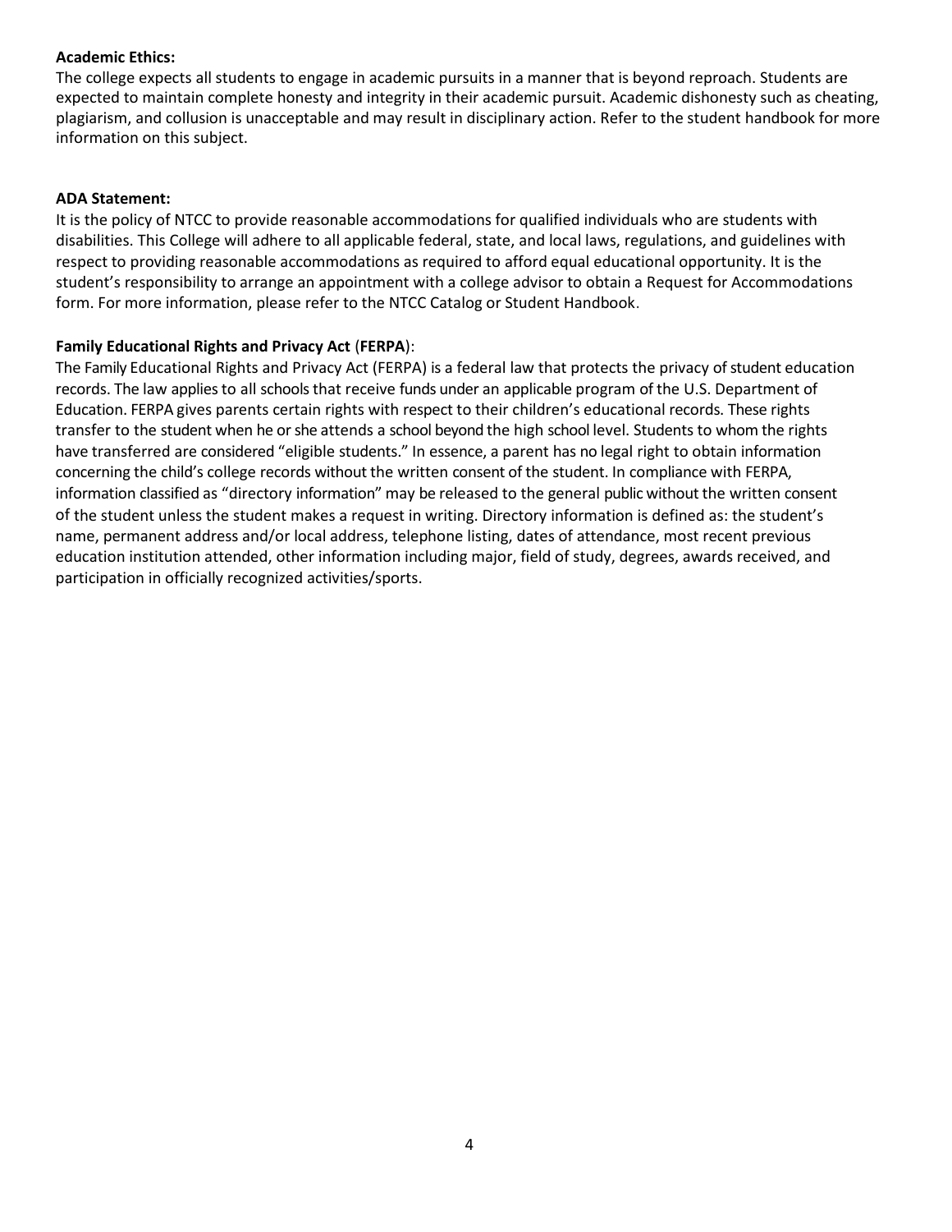**Academic Ethics:**
The college expects all students to engage in academic pursuits in a manner that is beyond reproach. Students are expected to maintain complete honesty and integrity in their academic pursuit. Academic dishonesty such as cheating, plagiarism, and collusion is unacceptable and may result in disciplinary action. Refer to the student handbook for more information on this subject.

**ADA Statement:**
It is the policy of NTCC to provide reasonable accommodations for qualified individuals who are students with disabilities. This College will adhere to all applicable federal, state, and local laws, regulations, and guidelines with respect to providing reasonable accommodations as required to afford equal educational opportunity. It is the student's responsibility to arrange an appointment with a college advisor to obtain a Request for Accommodations form. For more information, please refer to the NTCC Catalog or Student Handbook.

**Family Educational Rights and Privacy Act** (**FERPA**):
The Family Educational Rights and Privacy Act (FERPA) is a federal law that protects the privacy of student education records. The law applies to all schools that receive funds under an applicable program of the U.S. Department of Education. FERPA gives parents certain rights with respect to their children's educational records. These rights transfer to the student when he or she attends a school beyond the high school level. Students to whom the rights have transferred are considered "eligible students." In essence, a parent has no legal right to obtain information concerning the child's college records without the written consent of the student. In compliance with FERPA, information classified as "directory information" may be released to the general public without the written consent of the student unless the student makes a request in writing. Directory information is defined as: the student's name, permanent address and/or local address, telephone listing, dates of attendance, most recent previous education institution attended, other information including major, field of study, degrees, awards received, and participation in officially recognized activities/sports.